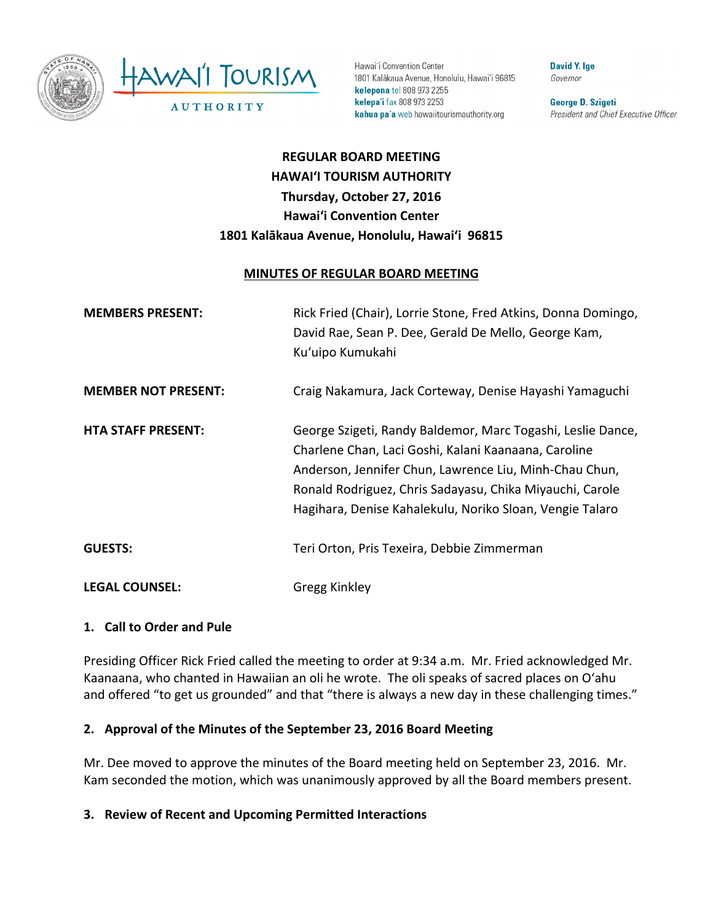Hawaiʻi Convention Center
1801 Kalākaua Avenue, Honolulu, Hawaiʻi 96815
**kelepona** tel 808 973 2255
**kelepaʻi** fax 808 973 2253
**kahua paʻa** web hawaiitourismauthority.org

**David Y. Ige**
*Governor*

**George D. Szigeti**
*President and Chief Executive Officer*

# REGULAR BOARD MEETING
## HAWAIʻI TOURISM AUTHORITY
## Thursday, October 27, 2016
## Hawaiʻi Convention Center
## 1801 Kalākaua Avenue, Honolulu, Hawaiʻi 96815

**MINUTES OF REGULAR BOARD MEETING**

| | |
|---|---|
| **MEMBERS PRESENT:** | Rick Fried (Chair), Lorrie Stone, Fred Atkins, Donna Domingo, David Rae, Sean P. Dee, Gerald De Mello, George Kam, Kuʻuipo Kumukahi |
| **MEMBER NOT PRESENT:** | Craig Nakamura, Jack Corteway, Denise Hayashi Yamaguchi |
| **HTA STAFF PRESENT:** | George Szigeti, Randy Baldemor, Marc Togashi, Leslie Dance, Charlene Chan, Laci Goshi, Kalani Kaanaana, Caroline Anderson, Jennifer Chun, Lawrence Liu, Minh-Chau Chun, Ronald Rodriguez, Chris Sadayasu, Chika Miyauchi, Carole Hagihara, Denise Kahalekulu, Noriko Sloan, Vengie Talaro |
| **GUESTS:** | Teri Orton, Pris Texeira, Debbie Zimmerman |
| **LEGAL COUNSEL:** | Gregg Kinkley |

### 1. Call to Order and Pule

Presiding Officer Rick Fried called the meeting to order at 9:34 a.m. Mr. Fried acknowledged Mr. Kaanaana, who chanted in Hawaiian an oli he wrote. The oli speaks of sacred places on Oʻahu and offered "to get us grounded" and that "there is always a new day in these challenging times."

### 2. Approval of the Minutes of the September 23, 2016 Board Meeting

Mr. Dee moved to approve the minutes of the Board meeting held on September 23, 2016. Mr. Kam seconded the motion, which was unanimously approved by all the Board members present.

### 3. Review of Recent and Upcoming Permitted Interactions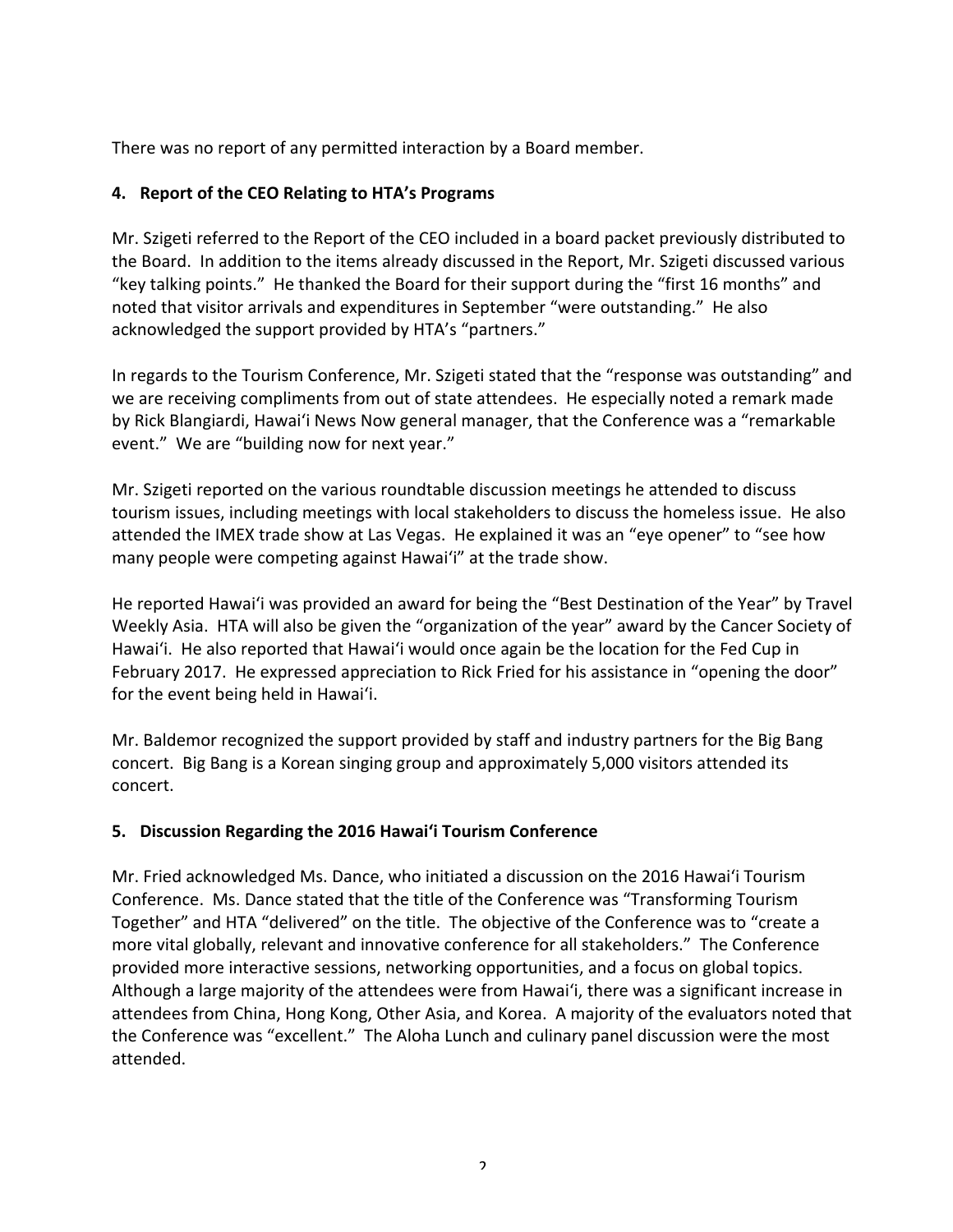There was no report of any permitted interaction by a Board member.

**4. Report of the CEO Relating to HTA's Programs**

Mr. Szigeti referred to the Report of the CEO included in a board packet previously distributed to the Board. In addition to the items already discussed in the Report, Mr. Szigeti discussed various "key talking points." He thanked the Board for their support during the "first 16 months" and noted that visitor arrivals and expenditures in September "were outstanding." He also acknowledged the support provided by HTA's "partners."

In regards to the Tourism Conference, Mr. Szigeti stated that the "response was outstanding" and we are receiving compliments from out of state attendees. He especially noted a remark made by Rick Blangiardi, Hawaiʻi News Now general manager, that the Conference was a "remarkable event." We are "building now for next year."

Mr. Szigeti reported on the various roundtable discussion meetings he attended to discuss tourism issues, including meetings with local stakeholders to discuss the homeless issue. He also attended the IMEX trade show at Las Vegas. He explained it was an "eye opener" to "see how many people were competing against Hawaiʻi" at the trade show.

He reported Hawaiʻi was provided an award for being the "Best Destination of the Year" by Travel Weekly Asia. HTA will also be given the "organization of the year" award by the Cancer Society of Hawaiʻi. He also reported that Hawaiʻi would once again be the location for the Fed Cup in February 2017. He expressed appreciation to Rick Fried for his assistance in "opening the door" for the event being held in Hawaiʻi.

Mr. Baldemor recognized the support provided by staff and industry partners for the Big Bang concert. Big Bang is a Korean singing group and approximately 5,000 visitors attended its concert.

**5. Discussion Regarding the 2016 Hawaiʻi Tourism Conference**

Mr. Fried acknowledged Ms. Dance, who initiated a discussion on the 2016 Hawaiʻi Tourism Conference. Ms. Dance stated that the title of the Conference was "Transforming Tourism Together" and HTA "delivered" on the title. The objective of the Conference was to "create a more vital globally, relevant and innovative conference for all stakeholders." The Conference provided more interactive sessions, networking opportunities, and a focus on global topics. Although a large majority of the attendees were from Hawaiʻi, there was a significant increase in attendees from China, Hong Kong, Other Asia, and Korea. A majority of the evaluators noted that the Conference was "excellent." The Aloha Lunch and culinary panel discussion were the most attended.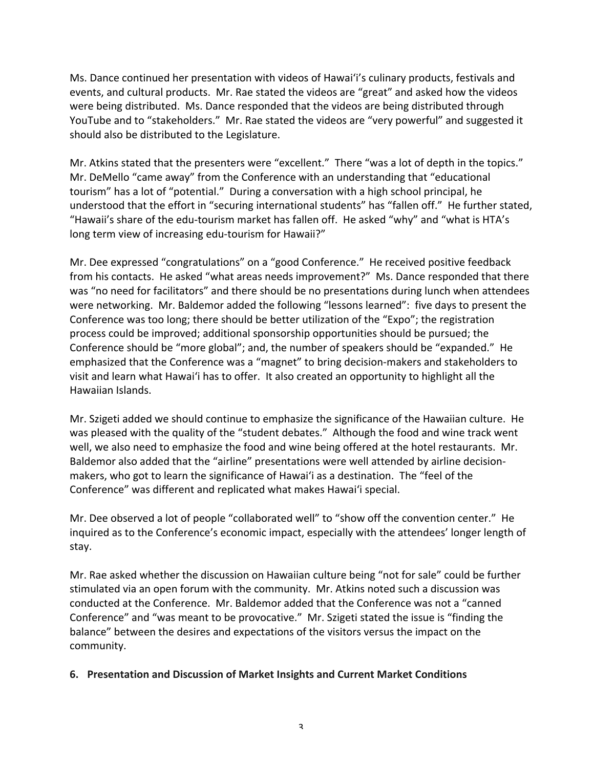Ms. Dance continued her presentation with videos of Hawai'i's culinary products, festivals and events, and cultural products. Mr. Rae stated the videos are "great" and asked how the videos were being distributed. Ms. Dance responded that the videos are being distributed through YouTube and to "stakeholders." Mr. Rae stated the videos are "very powerful" and suggested it should also be distributed to the Legislature.

Mr. Atkins stated that the presenters were "excellent." There "was a lot of depth in the topics." Mr. DeMello "came away" from the Conference with an understanding that "educational tourism" has a lot of "potential." During a conversation with a high school principal, he understood that the effort in "securing international students" has "fallen off." He further stated, "Hawaii's share of the edu-tourism market has fallen off. He asked "why" and "what is HTA's long term view of increasing edu-tourism for Hawaii?"

Mr. Dee expressed "congratulations" on a "good Conference." He received positive feedback from his contacts. He asked "what areas needs improvement?" Ms. Dance responded that there was "no need for facilitators" and there should be no presentations during lunch when attendees were networking. Mr. Baldemor added the following "lessons learned": five days to present the Conference was too long; there should be better utilization of the "Expo"; the registration process could be improved; additional sponsorship opportunities should be pursued; the Conference should be "more global"; and, the number of speakers should be "expanded." He emphasized that the Conference was a "magnet" to bring decision-makers and stakeholders to visit and learn what Hawai'i has to offer. It also created an opportunity to highlight all the Hawaiian Islands.

Mr. Szigeti added we should continue to emphasize the significance of the Hawaiian culture. He was pleased with the quality of the "student debates." Although the food and wine track went well, we also need to emphasize the food and wine being offered at the hotel restaurants. Mr. Baldemor also added that the "airline" presentations were well attended by airline decision-makers, who got to learn the significance of Hawai'i as a destination. The "feel of the Conference" was different and replicated what makes Hawai'i special.

Mr. Dee observed a lot of people "collaborated well" to "show off the convention center." He inquired as to the Conference's economic impact, especially with the attendees' longer length of stay.

Mr. Rae asked whether the discussion on Hawaiian culture being "not for sale" could be further stimulated via an open forum with the community. Mr. Atkins noted such a discussion was conducted at the Conference. Mr. Baldemor added that the Conference was not a "canned Conference" and "was meant to be provocative." Mr. Szigeti stated the issue is "finding the balance" between the desires and expectations of the visitors versus the impact on the community.

**6. Presentation and Discussion of Market Insights and Current Market Conditions**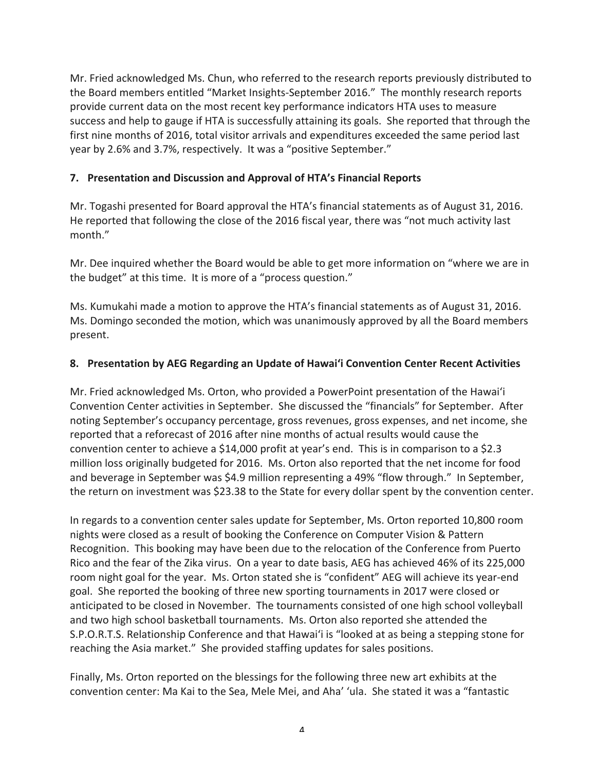Mr. Fried acknowledged Ms. Chun, who referred to the research reports previously distributed to the Board members entitled "Market Insights-September 2016." The monthly research reports provide current data on the most recent key performance indicators HTA uses to measure success and help to gauge if HTA is successfully attaining its goals. She reported that through the first nine months of 2016, total visitor arrivals and expenditures exceeded the same period last year by 2.6% and 3.7%, respectively. It was a "positive September."

**7. Presentation and Discussion and Approval of HTA's Financial Reports**

Mr. Togashi presented for Board approval the HTA's financial statements as of August 31, 2016. He reported that following the close of the 2016 fiscal year, there was "not much activity last month."

Mr. Dee inquired whether the Board would be able to get more information on "where we are in the budget" at this time. It is more of a "process question."

Ms. Kumukahi made a motion to approve the HTA's financial statements as of August 31, 2016. Ms. Domingo seconded the motion, which was unanimously approved by all the Board members present.

**8. Presentation by AEG Regarding an Update of Hawai'i Convention Center Recent Activities**

Mr. Fried acknowledged Ms. Orton, who provided a PowerPoint presentation of the Hawai'i Convention Center activities in September. She discussed the "financials" for September. After noting September's occupancy percentage, gross revenues, gross expenses, and net income, she reported that a reforecast of 2016 after nine months of actual results would cause the convention center to achieve a $14,000 profit at year's end. This is in comparison to a $2.3 million loss originally budgeted for 2016. Ms. Orton also reported that the net income for food and beverage in September was $4.9 million representing a 49% "flow through." In September, the return on investment was $23.38 to the State for every dollar spent by the convention center.

In regards to a convention center sales update for September, Ms. Orton reported 10,800 room nights were closed as a result of booking the Conference on Computer Vision & Pattern Recognition. This booking may have been due to the relocation of the Conference from Puerto Rico and the fear of the Zika virus. On a year to date basis, AEG has achieved 46% of its 225,000 room night goal for the year. Ms. Orton stated she is "confident" AEG will achieve its year-end goal. She reported the booking of three new sporting tournaments in 2017 were closed or anticipated to be closed in November. The tournaments consisted of one high school volleyball and two high school basketball tournaments. Ms. Orton also reported she attended the S.P.O.R.T.S. Relationship Conference and that Hawai'i is "looked at as being a stepping stone for reaching the Asia market." She provided staffing updates for sales positions.

Finally, Ms. Orton reported on the blessings for the following three new art exhibits at the convention center: Ma Kai to the Sea, Mele Mei, and Aha' 'ula. She stated it was a "fantastic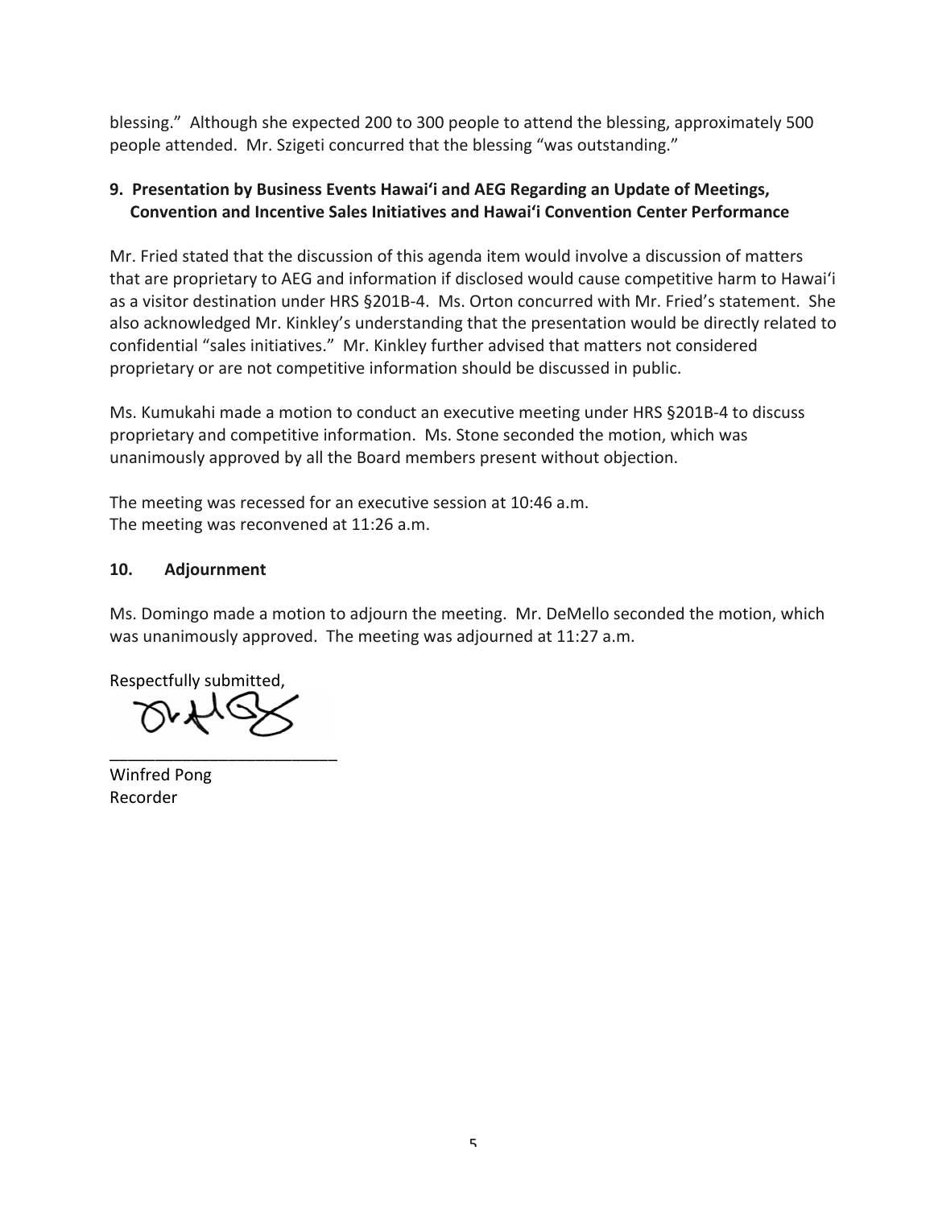blessing." Although she expected 200 to 300 people to attend the blessing, approximately 500 people attended. Mr. Szigeti concurred that the blessing "was outstanding."

**9. Presentation by Business Events Hawaiʻi and AEG Regarding an Update of Meetings, Convention and Incentive Sales Initiatives and Hawaiʻi Convention Center Performance**

Mr. Fried stated that the discussion of this agenda item would involve a discussion of matters that are proprietary to AEG and information if disclosed would cause competitive harm to Hawaiʻi as a visitor destination under HRS §201B-4. Ms. Orton concurred with Mr. Fried's statement. She also acknowledged Mr. Kinkley's understanding that the presentation would be directly related to confidential "sales initiatives." Mr. Kinkley further advised that matters not considered proprietary or are not competitive information should be discussed in public.

Ms. Kumukahi made a motion to conduct an executive meeting under HRS §201B-4 to discuss proprietary and competitive information. Ms. Stone seconded the motion, which was unanimously approved by all the Board members present without objection.

The meeting was recessed for an executive session at 10:46 a.m.
The meeting was reconvened at 11:26 a.m.

**10. Adjournment**

Ms. Domingo made a motion to adjourn the meeting. Mr. DeMello seconded the motion, which was unanimously approved. The meeting was adjourned at 11:27 a.m.

Respectfully submitted,

\_\_\_\_\_\_\_\_\_\_\_\_\_\_\_\_\_\_\_\_\_\_\_\_\_

Winfred Pong
Recorder